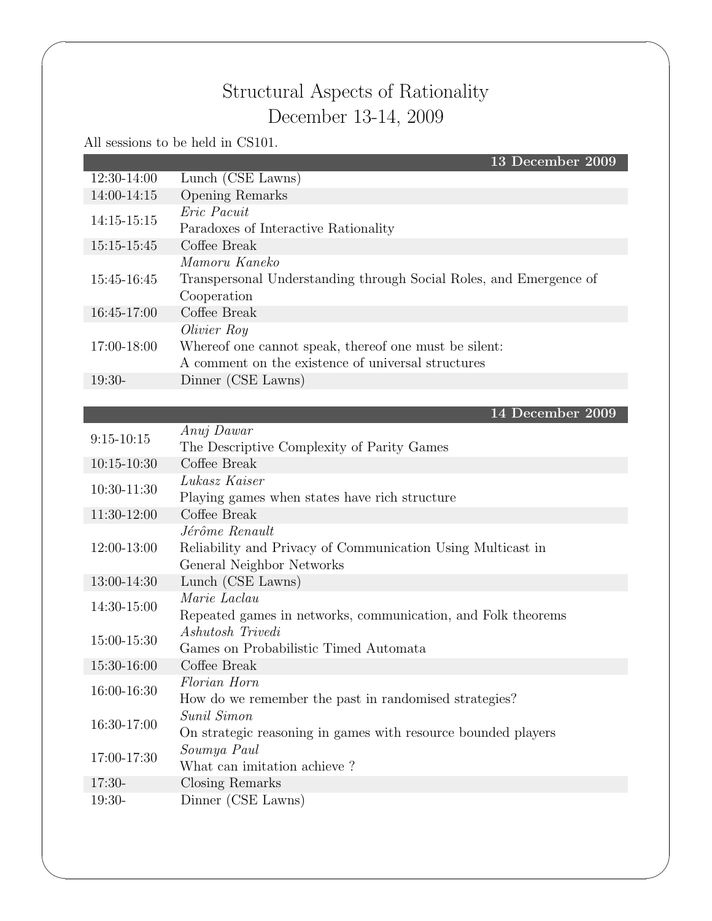# Structural Aspects of Rationality
## December 13-14, 2009

All sessions to be held in CS101.

| | 13 December 2009 |
|---|---|
| 12:30-14:00 | Lunch (CSE Lawns) |
| 14:00-14:15 | Opening Remarks |
| 14:15-15:15 | *Eric Pacuit*<br>Paradoxes of Interactive Rationality |
| 15:15-15:45 | Coffee Break |
| 15:45-16:45 | *Mamoru Kaneko*<br>Transpersonal Understanding through Social Roles, and Emergence of Cooperation |
| 16:45-17:00 | Coffee Break |
| 17:00-18:00 | *Olivier Roy*<br>Whereof one cannot speak, thereof one must be silent:<br>A comment on the existence of universal structures |
| 19:30- | Dinner (CSE Lawns) |

| | 14 December 2009 |
|---|---|
| 9:15-10:15 | *Anuj Dawar*<br>The Descriptive Complexity of Parity Games |
| 10:15-10:30 | Coffee Break |
| 10:30-11:30 | *Lukasz Kaiser*<br>Playing games when states have rich structure |
| 11:30-12:00 | Coffee Break |
| 12:00-13:00 | *Jérôme Renault*<br>Reliability and Privacy of Communication Using Multicast in General Neighbor Networks |
| 13:00-14:30 | Lunch (CSE Lawns) |
| 14:30-15:00 | *Marie Laclau*<br>Repeated games in networks, communication, and Folk theorems |
| 15:00-15:30 | *Ashutosh Trivedi*<br>Games on Probabilistic Timed Automata |
| 15:30-16:00 | Coffee Break |
| 16:00-16:30 | *Florian Horn*<br>How do we remember the past in randomised strategies? |
| 16:30-17:00 | *Sunil Simon*<br>On strategic reasoning in games with resource bounded players |
| 17:00-17:30 | *Soumya Paul*<br>What can imitation achieve ? |
| 17:30- | Closing Remarks |
| 19:30- | Dinner (CSE Lawns) |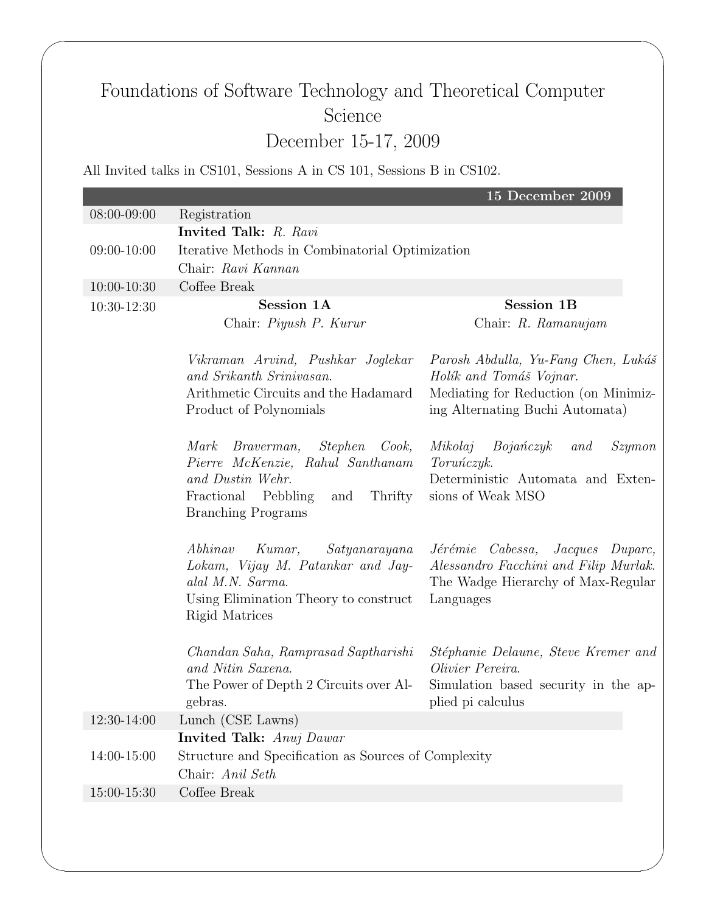# Foundations of Software Technology and Theoretical Computer Science

## December 15-17, 2009

All Invited talks in CS101, Sessions A in CS 101, Sessions B in CS102.

| | 15 December 2009 | |
|---|---|---|
| 08:00-09:00 | Registration | |
| 09:00-10:00 | **Invited Talk:** *R. Ravi*<br>Iterative Methods in Combinatorial Optimization<br>Chair: *Ravi Kannan* | |
| 10:00-10:30 | Coffee Break | |
| 10:30-12:30 | **Session 1A**<br>Chair: *Piyush P. Kurur* | **Session 1B**<br>Chair: *R. Ramanujam* |
| | *Vikraman Arvind, Pushkar Joglekar and Srikanth Srinivasan.*<br>Arithmetic Circuits and the Hadamard Product of Polynomials | *Parosh Abdulla, Yu-Fang Chen, Lukáš Holík and Tomáš Vojnar.*<br>Mediating for Reduction (on Minimizing Alternating Buchi Automata) |
| | *Mark Braverman, Stephen Cook, Pierre McKenzie, Rahul Santhanam and Dustin Wehr.*<br>Fractional Pebbling and Thrifty Branching Programs | *Mikołaj Bojańczyk and Szymon Toruńczyk.*<br>Deterministic Automata and Extensions of Weak MSO |
| | *Abhinav Kumar, Satyanarayana Lokam, Vijay M. Patankar and Jayalal M.N. Sarma.*<br>Using Elimination Theory to construct Rigid Matrices | *Jérémie Cabessa, Jacques Duparc, Alessandro Facchini and Filip Murlak.*<br>The Wadge Hierarchy of Max-Regular Languages |
| | *Chandan Saha, Ramprasad Saptharishi and Nitin Saxena.*<br>The Power of Depth 2 Circuits over Algebras. | *Stéphanie Delaune, Steve Kremer and Olivier Pereira.*<br>Simulation based security in the applied pi calculus |
| 12:30-14:00 | Lunch (CSE Lawns) | |
| 14:00-15:00 | **Invited Talk:** *Anuj Dawar*<br>Structure and Specification as Sources of Complexity<br>Chair: *Anil Seth* | |
| 15:00-15:30 | Coffee Break | |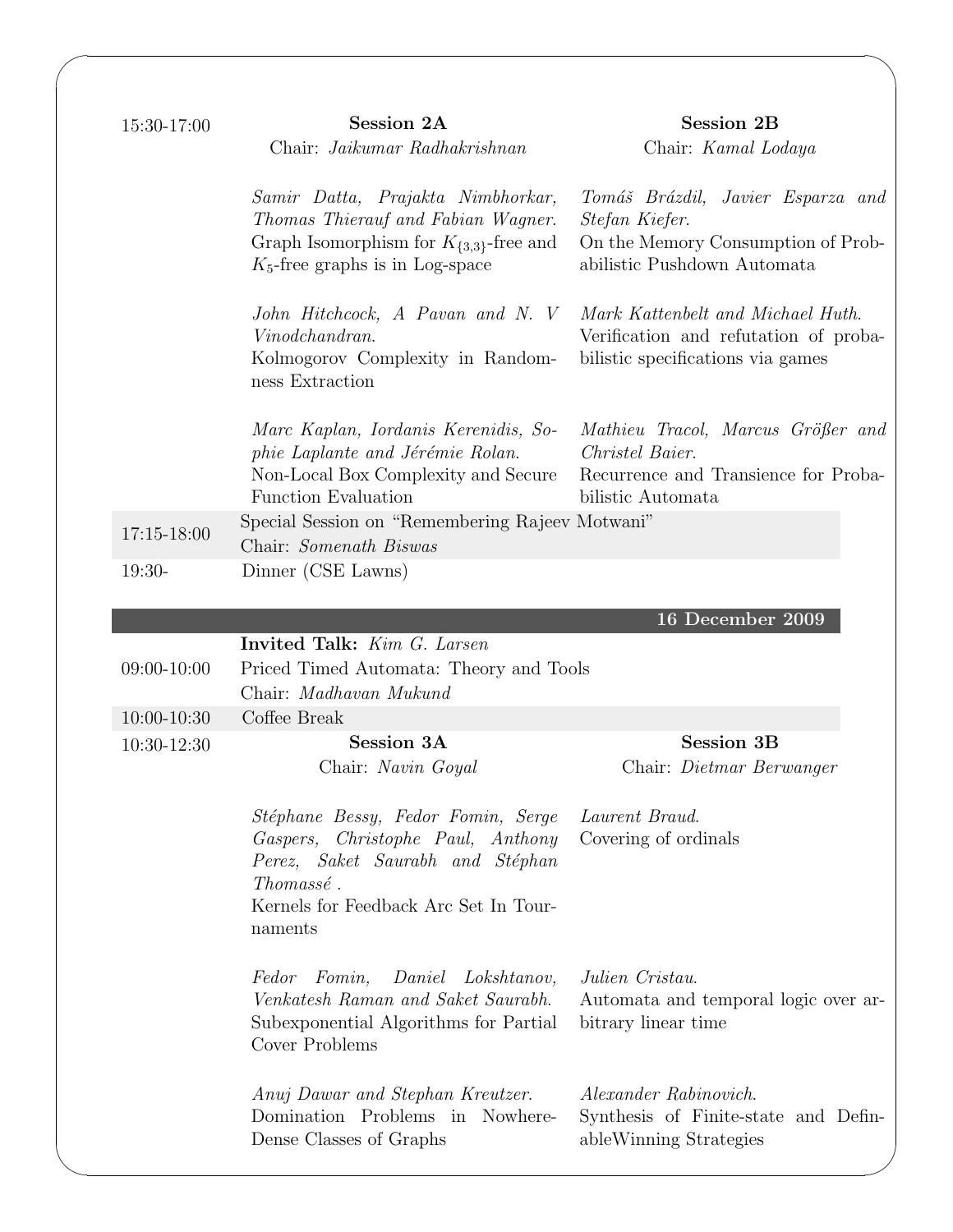**15:30-17:00**

**Session 2A**
Chair: *Jaikumar Radhakrishnan*

*Samir Datta, Prajakta Nimbhorkar, Thomas Thierauf and Fabian Wagner.*
Graph Isomorphism for $K_{\{3,3\}}$-free and $K_5$-free graphs is in Log-space

*John Hitchcock, A Pavan and N. V Vinodchandran.*
Kolmogorov Complexity in Randomness Extraction

*Marc Kaplan, Iordanis Kerenidis, Sophie Laplante and Jérémie Rolan.*
Non-Local Box Complexity and Secure Function Evaluation

**Session 2B**
Chair: *Kamal Lodaya*

*Tomáš Brázdil, Javier Esparza and Stefan Kiefer.*
On the Memory Consumption of Probabilistic Pushdown Automata

*Mark Kattenbelt and Michael Huth.*
Verification and refutation of probabilistic specifications via games

*Mathieu Tracol, Marcus Größer and Christel Baier.*
Recurrence and Transience for Probabilistic Automata

**17:15-18:00** Special Session on "Remembering Rajeev Motwani"
Chair: *Somenath Biswas*

**19:30-** Dinner (CSE Lawns)

## 16 December 2009

**09:00-10:00** **Invited Talk:** *Kim G. Larsen*
Priced Timed Automata: Theory and Tools
Chair: *Madhavan Mukund*

**10:00-10:30** Coffee Break

**10:30-12:30**

**Session 3A**
Chair: *Navin Goyal*

*Stéphane Bessy, Fedor Fomin, Serge Gaspers, Christophe Paul, Anthony Perez, Saket Saurabh and Stéphan Thomassé .*
Kernels for Feedback Arc Set In Tournaments

*Fedor Fomin, Daniel Lokshtanov, Venkatesh Raman and Saket Saurabh.*
Subexponential Algorithms for Partial Cover Problems

*Anuj Dawar and Stephan Kreutzer.*
Domination Problems in Nowhere-Dense Classes of Graphs

**Session 3B**
Chair: *Dietmar Berwanger*

*Laurent Braud.*
Covering of ordinals

*Julien Cristau.*
Automata and temporal logic over arbitrary linear time

*Alexander Rabinovich.*
Synthesis of Finite-state and DefinableWinning Strategies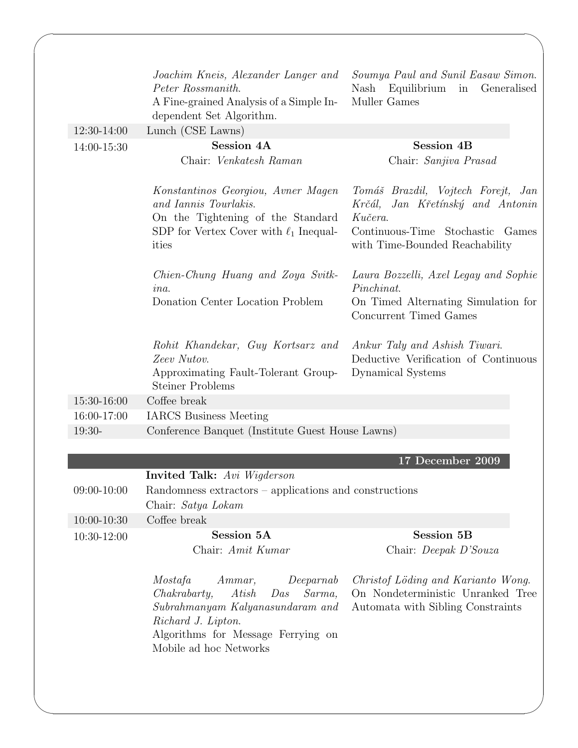| | | |
|---|---|---|
| | *Joachim Kneis, Alexander Langer and Peter Rossmanith.* A Fine-grained Analysis of a Simple Independent Set Algorithm. | *Soumya Paul and Sunil Easaw Simon.* Nash Equilibrium in Generalised Muller Games |
| 12:30-14:00 | Lunch (CSE Lawns) | |
| 14:00-15:30 | **Session 4A** Chair: *Venkatesh Raman* | **Session 4B** Chair: *Sanjiva Prasad* |
| | *Konstantinos Georgiou, Avner Magen and Iannis Tourlakis.* On the Tightening of the Standard SDP for Vertex Cover with $\ell_1$ Inequalities | *Tomáš Brazdil, Vojtech Forejt, Jan Krčál, Jan Křetínský and Antonin Kučera.* Continuous-Time Stochastic Games with Time-Bounded Reachability |
| | *Chien-Chung Huang and Zoya Svitkina.* Donation Center Location Problem | *Laura Bozzelli, Axel Legay and Sophie Pinchinat.* On Timed Alternating Simulation for Concurrent Timed Games |
| | *Rohit Khandekar, Guy Kortsarz and Zeev Nutov.* Approximating Fault-Tolerant Group-Steiner Problems | *Ankur Taly and Ashish Tiwari.* Deductive Verification of Continuous Dynamical Systems |
| 15:30-16:00 | Coffee break | |
| 16:00-17:00 | IARCS Business Meeting | |
| 19:30- | Conference Banquet (Institute Guest House Lawns) | |

## 17 December 2009

| | | |
|---|---|---|
| 09:00-10:00 | **Invited Talk:** *Avi Wigderson* Randomness extractors – applications and constructions Chair: *Satya Lokam* | |
| 10:00-10:30 | Coffee break | |
| 10:30-12:00 | **Session 5A** Chair: *Amit Kumar* | **Session 5B** Chair: *Deepak D'Souza* |
| | *Mostafa Ammar, Deeparnab Chakrabarty, Atish Das Sarma, Subrahmanyam Kalyanasundaram and Richard J. Lipton.* Algorithms for Message Ferrying on Mobile ad hoc Networks | *Christof Löding and Karianto Wong.* On Nondeterministic Unranked Tree Automata with Sibling Constraints |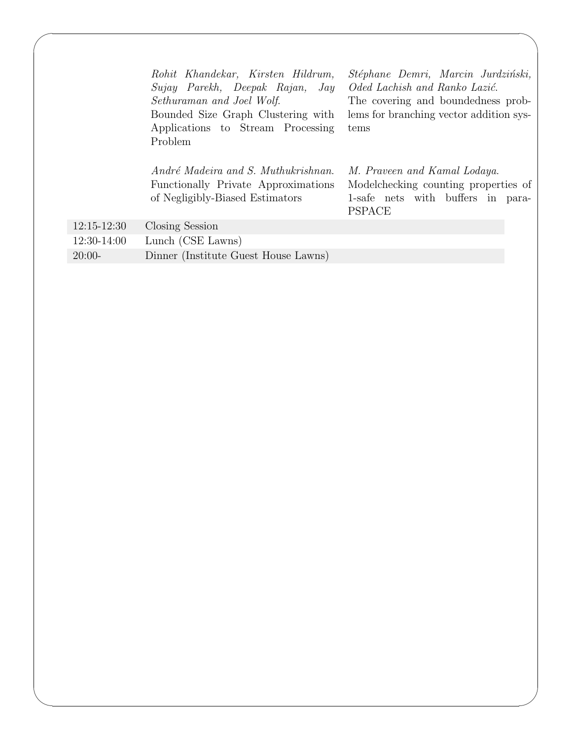| | | |
|---|---|---|
| | *Rohit Khandekar, Kirsten Hildrum, Sujay Parekh, Deepak Rajan, Jay Sethuraman and Joel Wolf.* Bounded Size Graph Clustering with Applications to Stream Processing Problem | *Stéphane Demri, Marcin Jurdziński, Oded Lachish and Ranko Lazić.* The covering and boundedness problems for branching vector addition systems |
| | *André Madeira and S. Muthukrishnan.* Functionally Private Approximations of Negligibly-Biased Estimators | *M. Praveen and Kamal Lodaya.* Modelchecking counting properties of 1-safe nets with buffers in para-PSPACE |
| 12:15-12:30 | Closing Session | |
| 12:30-14:00 | Lunch (CSE Lawns) | |
| 20:00- | Dinner (Institute Guest House Lawns) | |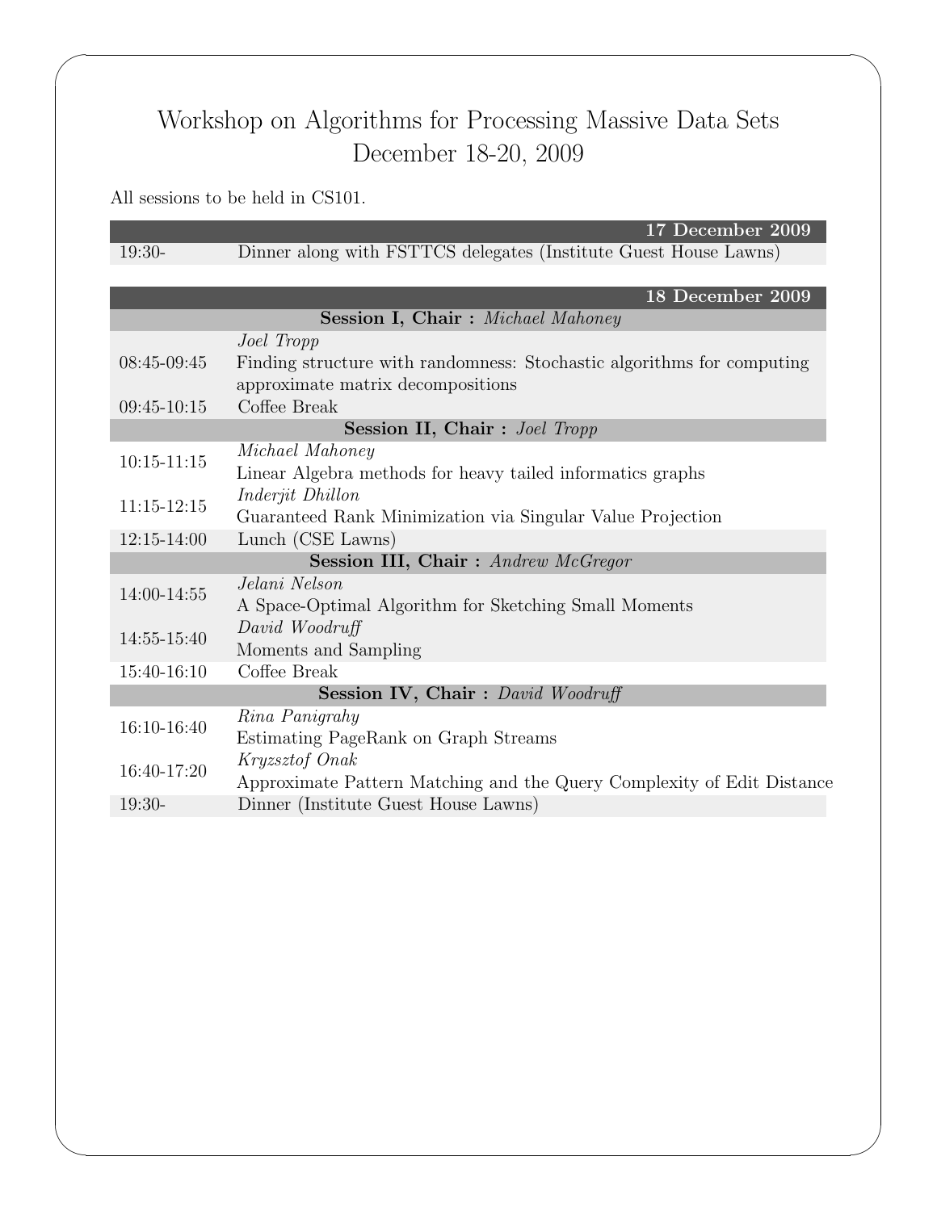# Workshop on Algorithms for Processing Massive Data Sets
# December 18-20, 2009

All sessions to be held in CS101.

| | **17 December 2009** |
|---|---|
| 19:30- | Dinner along with FSTTCS delegates (Institute Guest House Lawns) |

| | **18 December 2009** |
|---|---|
| | **Session I, Chair :** *Michael Mahoney* |
| 08:45-09:45 | *Joel Tropp*<br>Finding structure with randomness: Stochastic algorithms for computing approximate matrix decompositions |
| 09:45-10:15 | Coffee Break |
| | **Session II, Chair :** *Joel Tropp* |
| 10:15-11:15 | *Michael Mahoney*<br>Linear Algebra methods for heavy tailed informatics graphs |
| 11:15-12:15 | *Inderjit Dhillon*<br>Guaranteed Rank Minimization via Singular Value Projection |
| 12:15-14:00 | Lunch (CSE Lawns) |
| | **Session III, Chair :** *Andrew McGregor* |
| 14:00-14:55 | *Jelani Nelson*<br>A Space-Optimal Algorithm for Sketching Small Moments |
| 14:55-15:40 | *David Woodruff*<br>Moments and Sampling |
| 15:40-16:10 | Coffee Break |
| | **Session IV, Chair :** *David Woodruff* |
| 16:10-16:40 | *Rina Panigrahy*<br>Estimating PageRank on Graph Streams |
| 16:40-17:20 | *Kryzsztof Onak*<br>Approximate Pattern Matching and the Query Complexity of Edit Distance |
| 19:30- | Dinner (Institute Guest House Lawns) |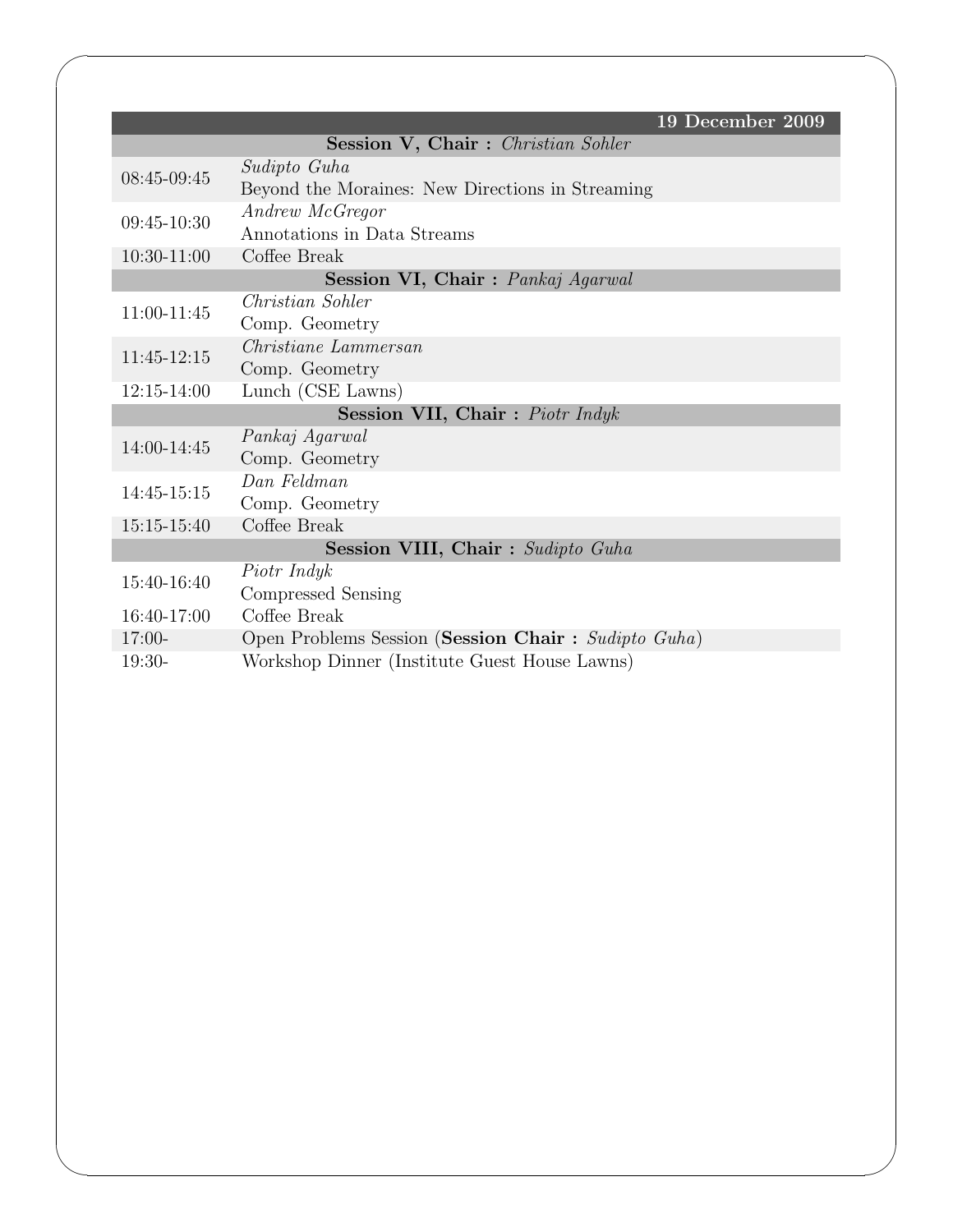| 19 December 2009 | |
|---|---|
| **Session V, Chair :** *Christian Sohler* | |
| 08:45-09:45 | *Sudipto Guha*<br>Beyond the Moraines: New Directions in Streaming |
| 09:45-10:30 | *Andrew McGregor*<br>Annotations in Data Streams |
| 10:30-11:00 | Coffee Break |
| **Session VI, Chair :** *Pankaj Agarwal* | |
| 11:00-11:45 | *Christian Sohler*<br>Comp. Geometry |
| 11:45-12:15 | *Christiane Lammersan*<br>Comp. Geometry |
| 12:15-14:00 | Lunch (CSE Lawns) |
| **Session VII, Chair :** *Piotr Indyk* | |
| 14:00-14:45 | *Pankaj Agarwal*<br>Comp. Geometry |
| 14:45-15:15 | *Dan Feldman*<br>Comp. Geometry |
| 15:15-15:40 | Coffee Break |
| **Session VIII, Chair :** *Sudipto Guha* | |
| 15:40-16:40 | *Piotr Indyk*<br>Compressed Sensing |
| 16:40-17:00 | Coffee Break |
| 17:00- | Open Problems Session (**Session Chair :** *Sudipto Guha*) |
| 19:30- | Workshop Dinner (Institute Guest House Lawns) |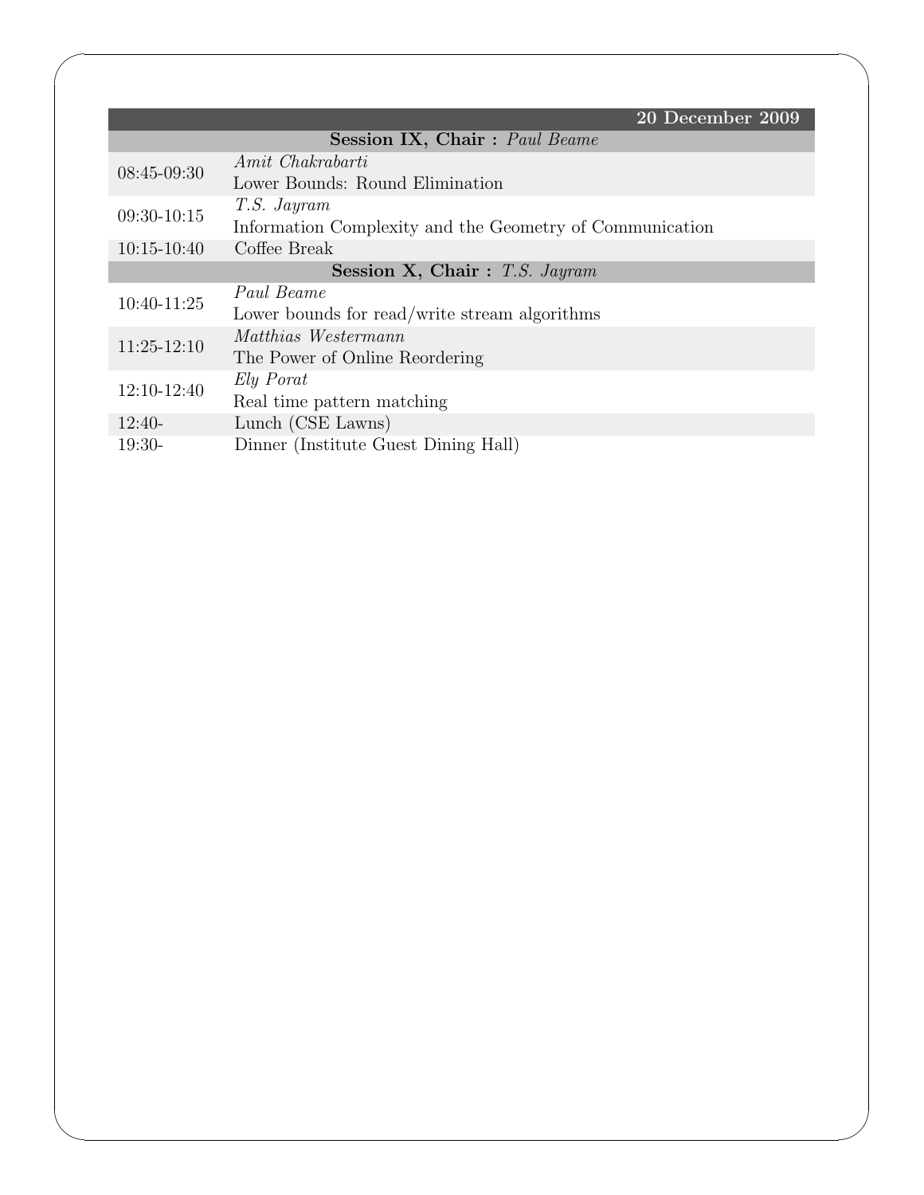| | 20 December 2009 |
|---|---|
| **Session IX, Chair :** *Paul Beame* | |
| 08:45-09:30 | *Amit Chakrabarti*<br>Lower Bounds: Round Elimination |
| 09:30-10:15 | *T.S. Jayram*<br>Information Complexity and the Geometry of Communication |
| 10:15-10:40 | Coffee Break |
| **Session X, Chair :** *T.S. Jayram* | |
| 10:40-11:25 | *Paul Beame*<br>Lower bounds for read/write stream algorithms |
| 11:25-12:10 | *Matthias Westermann*<br>The Power of Online Reordering |
| 12:10-12:40 | *Ely Porat*<br>Real time pattern matching |
| 12:40- | Lunch (CSE Lawns) |
| 19:30- | Dinner (Institute Guest Dining Hall) |